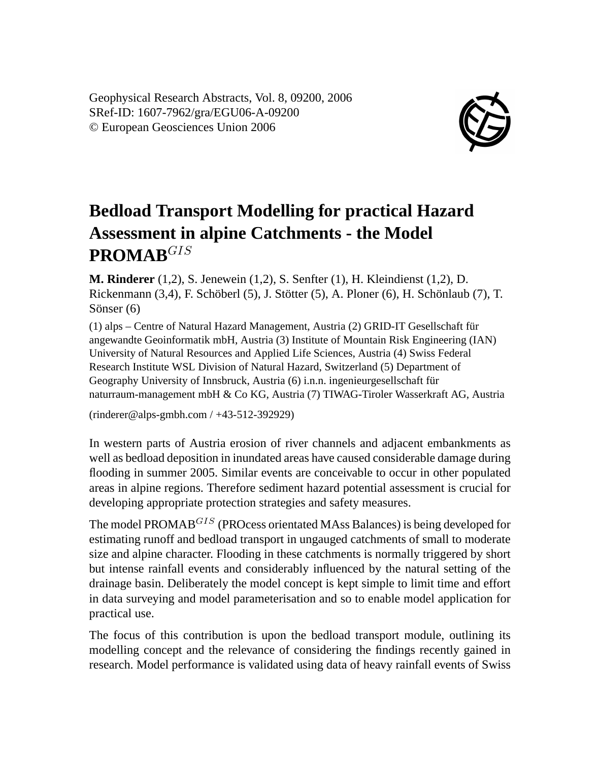Geophysical Research Abstracts, Vol. 8, 09200, 2006
SRef-ID: 1607-7962/gra/EGU06-A-09200
© European Geosciences Union 2006

# Bedload Transport Modelling for practical Hazard Assessment in alpine Catchments - the Model PROMAB$^{GIS}$

**M. Rinderer** (1,2), S. Jenewein (1,2), S. Senfter (1), H. Kleindienst (1,2), D. Rickenmann (3,4), F. Schöberl (5), J. Stötter (5), A. Ploner (6), H. Schönlaub (7), T. Sönser (6)

(1) alps – Centre of Natural Hazard Management, Austria (2) GRID-IT Gesellschaft für angewandte Geoinformatik mbH, Austria (3) Institute of Mountain Risk Engineering (IAN) University of Natural Resources and Applied Life Sciences, Austria (4) Swiss Federal Research Institute WSL Division of Natural Hazard, Switzerland (5) Department of Geography University of Innsbruck, Austria (6) i.n.n. ingenieurgesellschaft für naturraum-management mbH & Co KG, Austria (7) TIWAG-Tiroler Wasserkraft AG, Austria

(rinderer@alps-gmbh.com / +43-512-392929)

In western parts of Austria erosion of river channels and adjacent embankments as well as bedload deposition in inundated areas have caused considerable damage during flooding in summer 2005. Similar events are conceivable to occur in other populated areas in alpine regions. Therefore sediment hazard potential assessment is crucial for developing appropriate protection strategies and safety measures.

The model PROMAB$^{GIS}$ (PROcess orientated MAss Balances) is being developed for estimating runoff and bedload transport in ungauged catchments of small to moderate size and alpine character. Flooding in these catchments is normally triggered by short but intense rainfall events and considerably influenced by the natural setting of the drainage basin. Deliberately the model concept is kept simple to limit time and effort in data surveying and model parameterisation and so to enable model application for practical use.

The focus of this contribution is upon the bedload transport module, outlining its modelling concept and the relevance of considering the findings recently gained in research. Model performance is validated using data of heavy rainfall events of Swiss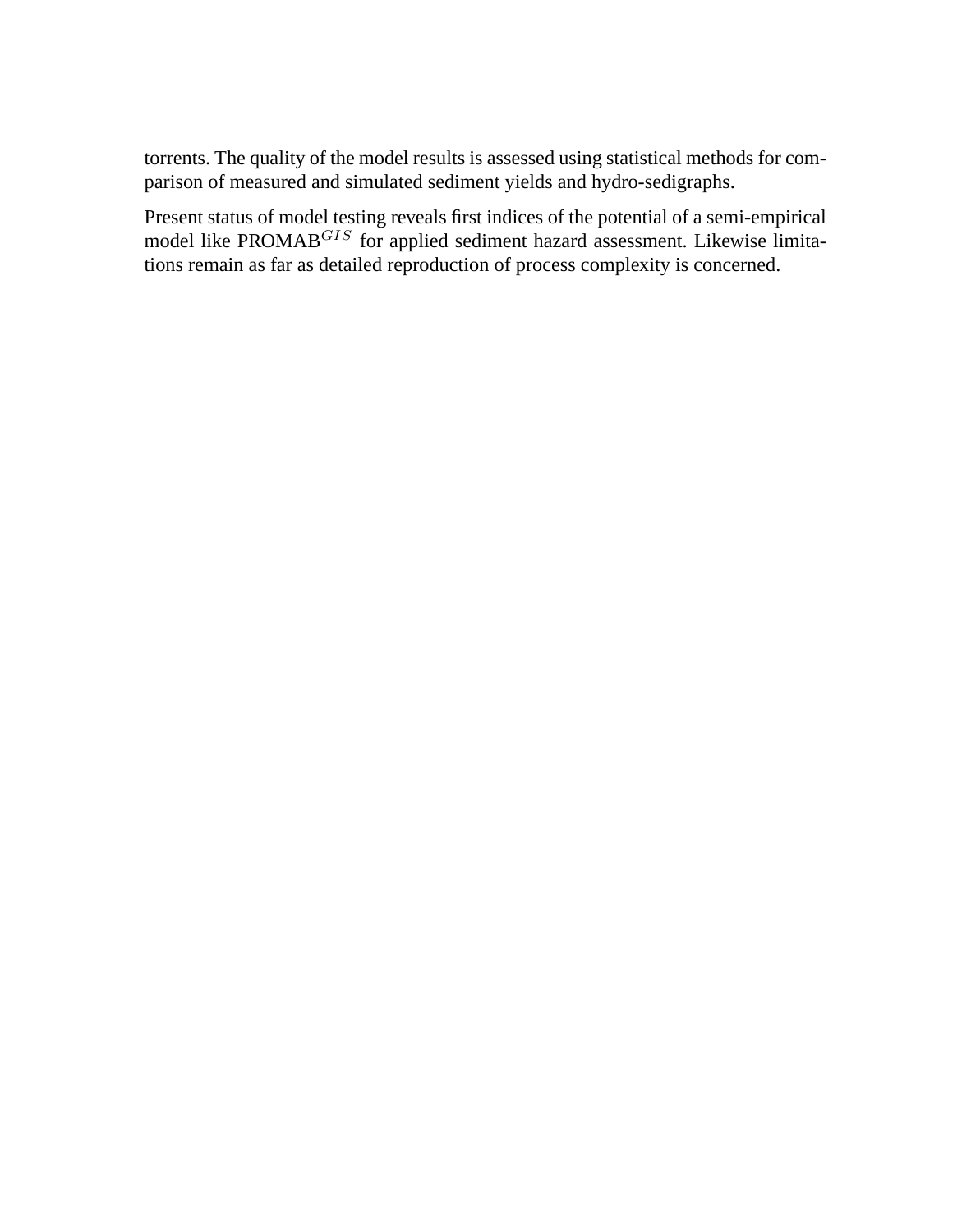torrents. The quality of the model results is assessed using statistical methods for comparison of measured and simulated sediment yields and hydro-sedigraphs.

Present status of model testing reveals first indices of the potential of a semi-empirical model like PROMAB$^{GIS}$ for applied sediment hazard assessment. Likewise limitations remain as far as detailed reproduction of process complexity is concerned.